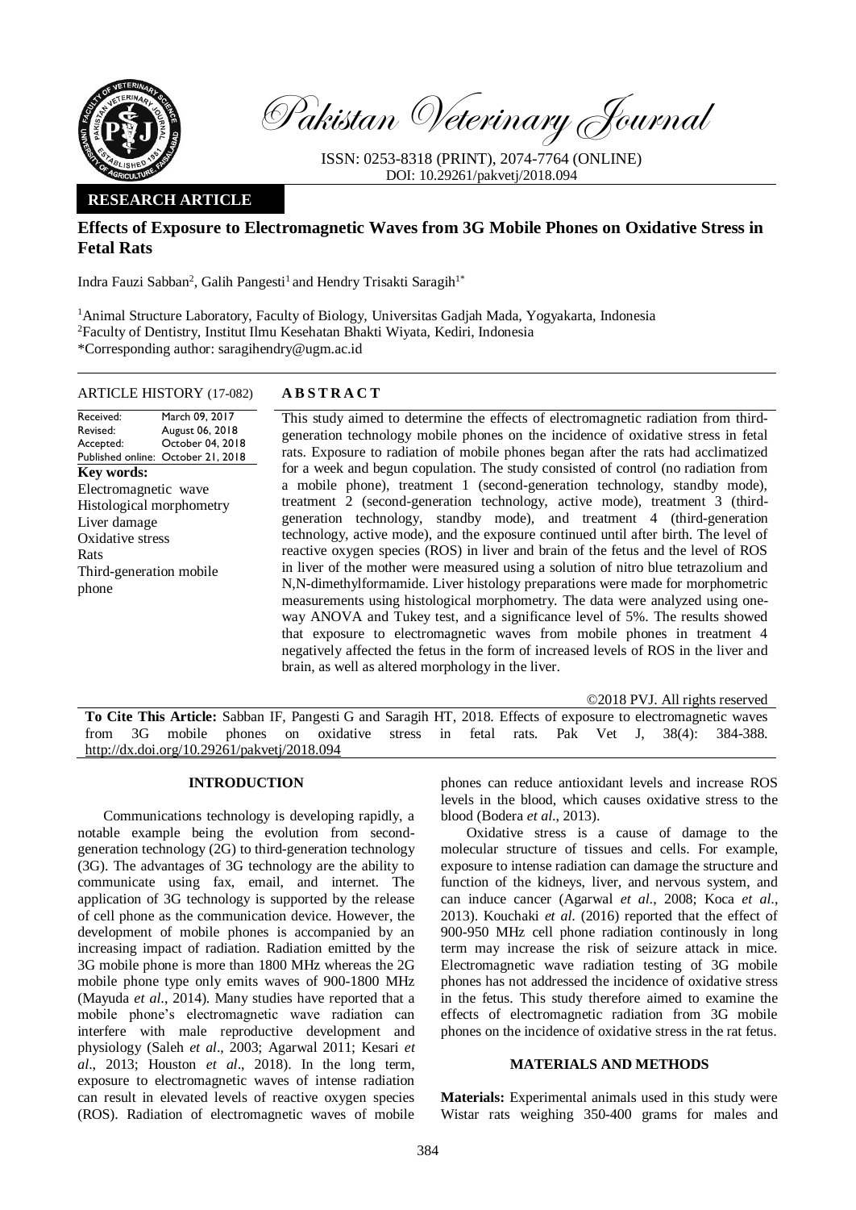Pakistan Veterinary Journal

ISSN: 0253-8318 (PRINT), 2074-7764 (ONLINE)
DOI: 10.29261/pakvetj/2018.094

**RESEARCH ARTICLE**

# Effects of Exposure to Electromagnetic Waves from 3G Mobile Phones on Oxidative Stress in Fetal Rats

Indra Fauzi Sabban[2], Galih Pangesti[1] and Hendry Trisakti Saragih[1*]

[1]Animal Structure Laboratory, Faculty of Biology, Universitas Gadjah Mada, Yogyakarta, Indonesia
[2]Faculty of Dentistry, Institut Ilmu Kesehatan Bhakti Wiyata, Kediri, Indonesia
*Corresponding author: saragihendry@ugm.ac.id

**ARTICLE HISTORY (17-082)**

Received: March 09, 2017
Revised: August 06, 2018
Accepted: October 04, 2018
Published online: October 21, 2018

**Key words:**
Electromagnetic wave
Histological morphometry
Liver damage
Oxidative stress
Rats
Third-generation mobile phone

**ABSTRACT**

This study aimed to determine the effects of electromagnetic radiation from third-generation technology mobile phones on the incidence of oxidative stress in fetal rats. Exposure to radiation of mobile phones began after the rats had acclimatized for a week and begun copulation. The study consisted of control (no radiation from a mobile phone), treatment 1 (second-generation technology, standby mode), treatment 2 (second-generation technology, active mode), treatment 3 (third-generation technology, standby mode), and treatment 4 (third-generation technology, active mode), and the exposure continued until after birth. The level of reactive oxygen species (ROS) in liver and brain of the fetus and the level of ROS in liver of the mother were measured using a solution of nitro blue tetrazolium and N,N-dimethylformamide. Liver histology preparations were made for morphometric measurements using histological morphometry. The data were analyzed using one-way ANOVA and Tukey test, and a significance level of 5%. The results showed that exposure to electromagnetic waves from mobile phones in treatment 4 negatively affected the fetus in the form of increased levels of ROS in the liver and brain, as well as altered morphology in the liver.

©2018 PVJ. All rights reserved

**To Cite This Article:** Sabban IF, Pangesti G and Saragih HT, 2018. Effects of exposure to electromagnetic waves from 3G mobile phones on oxidative stress in fetal rats. Pak Vet J, 38(4): 384-388. http://dx.doi.org/10.29261/pakvetj/2018.094

## INTRODUCTION

Communications technology is developing rapidly, a notable example being the evolution from second-generation technology (2G) to third-generation technology (3G). The advantages of 3G technology are the ability to communicate using fax, email, and internet. The application of 3G technology is supported by the release of cell phone as the communication device. However, the development of mobile phones is accompanied by an increasing impact of radiation. Radiation emitted by the 3G mobile phone is more than 1800 MHz whereas the 2G mobile phone type only emits waves of 900-1800 MHz (Mayuda *et al*., 2014). Many studies have reported that a mobile phone's electromagnetic wave radiation can interfere with male reproductive development and physiology (Saleh *et al*., 2003; Agarwal 2011; Kesari *et al*., 2013; Houston *et al*., 2018). In the long term, exposure to electromagnetic waves of intense radiation can result in elevated levels of reactive oxygen species (ROS). Radiation of electromagnetic waves of mobile phones can reduce antioxidant levels and increase ROS levels in the blood, which causes oxidative stress to the blood (Bodera *et al*., 2013).

Oxidative stress is a cause of damage to the molecular structure of tissues and cells. For example, exposure to intense radiation can damage the structure and function of the kidneys, liver, and nervous system, and can induce cancer (Agarwal *et al*., 2008; Koca *et al*., 2013). Kouchaki *et al*. (2016) reported that the effect of 900-950 MHz cell phone radiation continously in long term may increase the risk of seizure attack in mice. Electromagnetic wave radiation testing of 3G mobile phones has not addressed the incidence of oxidative stress in the fetus. This study therefore aimed to examine the effects of electromagnetic radiation from 3G mobile phones on the incidence of oxidative stress in the rat fetus.

## MATERIALS AND METHODS

**Materials:** Experimental animals used in this study were Wistar rats weighing 350-400 grams for males and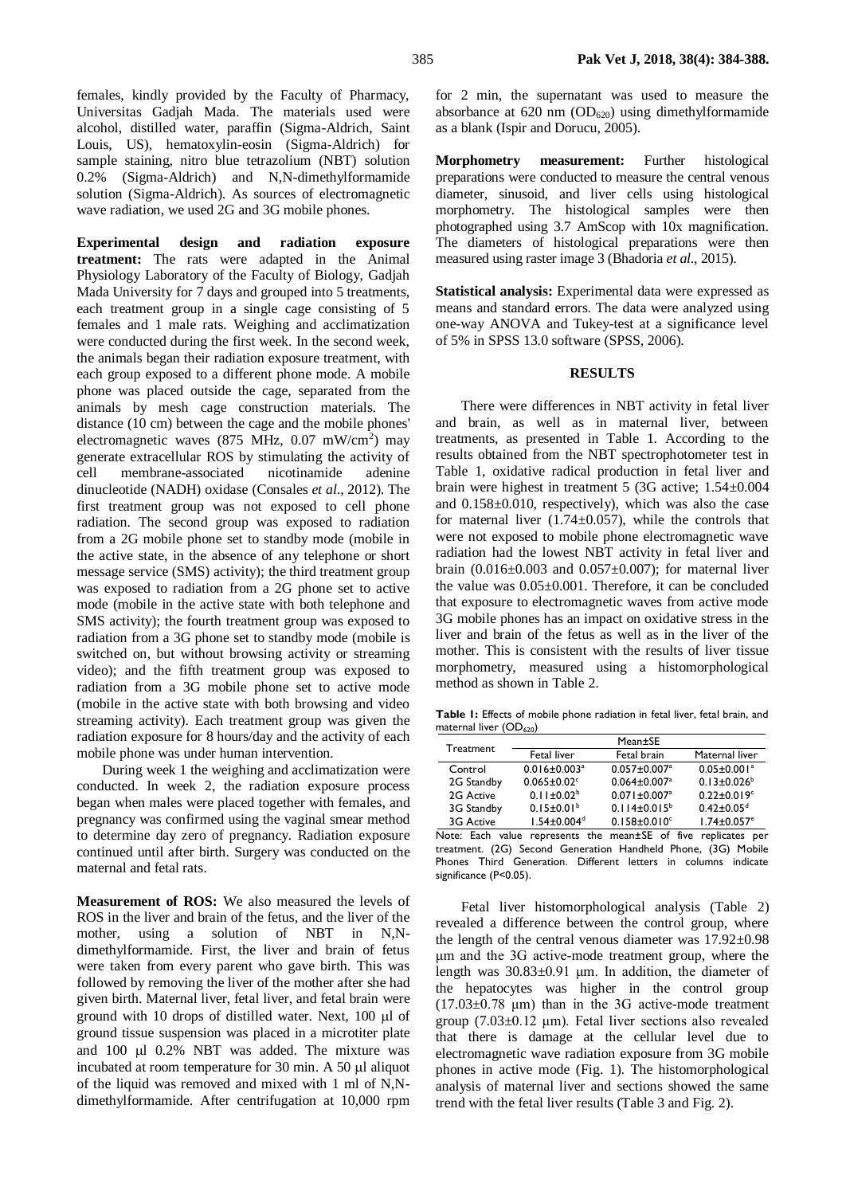females, kindly provided by the Faculty of Pharmacy, Universitas Gadjah Mada. The materials used were alcohol, distilled water, paraffin (Sigma-Aldrich, Saint Louis, US), hematoxylin-eosin (Sigma-Aldrich) for sample staining, nitro blue tetrazolium (NBT) solution 0.2% (Sigma-Aldrich) and N,N-dimethylformamide solution (Sigma-Aldrich). As sources of electromagnetic wave radiation, we used 2G and 3G mobile phones.

**Experimental design and radiation exposure treatment:** The rats were adapted in the Animal Physiology Laboratory of the Faculty of Biology, Gadjah Mada University for 7 days and grouped into 5 treatments, each treatment group in a single cage consisting of 5 females and 1 male rats. Weighing and acclimatization were conducted during the first week. In the second week, the animals began their radiation exposure treatment, with each group exposed to a different phone mode. A mobile phone was placed outside the cage, separated from the animals by mesh cage construction materials. The distance (10 cm) between the cage and the mobile phones' electromagnetic waves (875 MHz, 0.07 mW/cm$^2$) may generate extracellular ROS by stimulating the activity of cell membrane-associated nicotinamide adenine dinucleotide (NADH) oxidase (Consales *et al*., 2012). The first treatment group was not exposed to cell phone radiation. The second group was exposed to radiation from a 2G mobile phone set to standby mode (mobile in the active state, in the absence of any telephone or short message service (SMS) activity); the third treatment group was exposed to radiation from a 2G phone set to active mode (mobile in the active state with both telephone and SMS activity); the fourth treatment group was exposed to radiation from a 3G phone set to standby mode (mobile is switched on, but without browsing activity or streaming video); and the fifth treatment group was exposed to radiation from a 3G mobile phone set to active mode (mobile in the active state with both browsing and video streaming activity). Each treatment group was given the radiation exposure for 8 hours/day and the activity of each mobile phone was under human intervention.

During week 1 the weighing and acclimatization were conducted. In week 2, the radiation exposure process began when males were placed together with females, and pregnancy was confirmed using the vaginal smear method to determine day zero of pregnancy. Radiation exposure continued until after birth. Surgery was conducted on the maternal and fetal rats.

**Measurement of ROS:** We also measured the levels of ROS in the liver and brain of the fetus, and the liver of the mother, using a solution of NBT in N,N-dimethylformamide. First, the liver and brain of fetus were taken from every parent who gave birth. This was followed by removing the liver of the mother after she had given birth. Maternal liver, fetal liver, and fetal brain were ground with 10 drops of distilled water. Next, 100 µl of ground tissue suspension was placed in a microtiter plate and 100 µl 0.2% NBT was added. The mixture was incubated at room temperature for 30 min. A 50 µl aliquot of the liquid was removed and mixed with 1 ml of N,N-dimethylformamide. After centrifugation at 10,000 rpm for 2 min, the supernatant was used to measure the absorbance at 620 nm ($OD_{620}$) using dimethylformamide as a blank (Ispir and Dorucu, 2005).

**Morphometry measurement:** Further histological preparations were conducted to measure the central venous diameter, sinusoid, and liver cells using histological morphometry. The histological samples were then photographed using 3.7 AmScop with 10x magnification. The diameters of histological preparations were then measured using raster image 3 (Bhadoria *et al*., 2015).

**Statistical analysis:** Experimental data were expressed as means and standard errors. The data were analyzed using one-way ANOVA and Tukey-test at a significance level of 5% in SPSS 13.0 software (SPSS, 2006).

## RESULTS

There were differences in NBT activity in fetal liver and brain, as well as in maternal liver, between treatments, as presented in Table 1. According to the results obtained from the NBT spectrophotometer test in Table 1, oxidative radical production in fetal liver and brain were highest in treatment 5 (3G active; 1.54±0.004 and 0.158±0.010, respectively), which was also the case for maternal liver (1.74±0.057), while the controls that were not exposed to mobile phone electromagnetic wave radiation had the lowest NBT activity in fetal liver and brain (0.016±0.003 and 0.057±0.007); for maternal liver the value was 0.05±0.001. Therefore, it can be concluded that exposure to electromagnetic waves from active mode 3G mobile phones has an impact on oxidative stress in the liver and brain of the fetus as well as in the liver of the mother. This is consistent with the results of liver tissue morphometry, measured using a histomorphological method as shown in Table 2.

**Table 1:** Effects of mobile phone radiation in fetal liver, fetal brain, and maternal liver ($OD_{620}$)

| Treatment | Mean±SE | | |
|---|---|---|---|
| | Fetal liver | Fetal brain | Maternal liver |
| Control | 0.016±0.003[a] | 0.057±0.007[a] | 0.05±0.001[a] |
| 2G Standby | 0.065±0.02[c] | 0.064±0.007[a] | 0.13±0.026[b] |
| 2G Active | 0.11±0.02[b] | 0.071±0.007[a] | 0.22±0.019[c] |
| 3G Standby | 0.15±0.01[b] | 0.114±0.015[b] | 0.42±0.05[d] |
| 3G Active | 1.54±0.004[d] | 0.158±0.010[c] | 1.74±0.057[e] |

Note: Each value represents the mean±SE of five replicates per treatment. (2G) Second Generation Handheld Phone, (3G) Mobile Phones Third Generation. Different letters in columns indicate significance (P<0.05).

Fetal liver histomorphological analysis (Table 2) revealed a difference between the control group, where the length of the central venous diameter was 17.92±0.98 µm and the 3G active-mode treatment group, where the length was 30.83±0.91 µm. In addition, the diameter of the hepatocytes was higher in the control group (17.03±0.78 µm) than in the 3G active-mode treatment group (7.03±0.12 µm). Fetal liver sections also revealed that there is damage at the cellular level due to electromagnetic wave radiation exposure from 3G mobile phones in active mode (Fig. 1). The histomorphological analysis of maternal liver and sections showed the same trend with the fetal liver results (Table 3 and Fig. 2).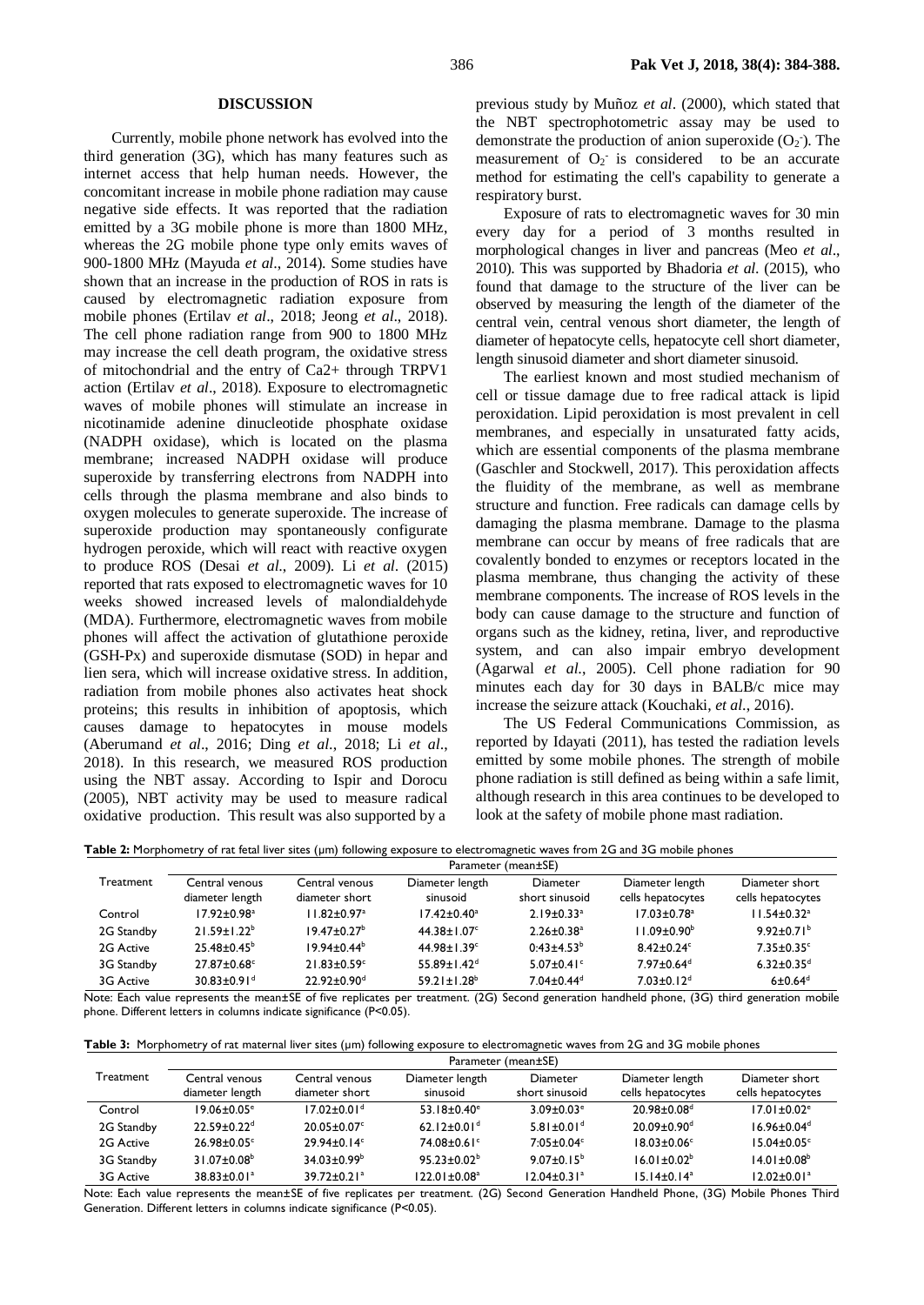## DISCUSSION

Currently, mobile phone network has evolved into the third generation (3G), which has many features such as internet access that help human needs. However, the concomitant increase in mobile phone radiation may cause negative side effects. It was reported that the radiation emitted by a 3G mobile phone is more than 1800 MHz, whereas the 2G mobile phone type only emits waves of 900-1800 MHz (Mayuda *et al*., 2014). Some studies have shown that an increase in the production of ROS in rats is caused by electromagnetic radiation exposure from mobile phones (Ertilav *et al*., 2018; Jeong *et al*., 2018). The cell phone radiation range from 900 to 1800 MHz may increase the cell death program, the oxidative stress of mitochondrial and the entry of Ca2+ through TRPV1 action (Ertilav *et al*., 2018). Exposure to electromagnetic waves of mobile phones will stimulate an increase in nicotinamide adenine dinucleotide phosphate oxidase (NADPH oxidase), which is located on the plasma membrane; increased NADPH oxidase will produce superoxide by transferring electrons from NADPH into cells through the plasma membrane and also binds to oxygen molecules to generate superoxide. The increase of superoxide production may spontaneously configurate hydrogen peroxide, which will react with reactive oxygen to produce ROS (Desai *et al*., 2009). Li *et al*. (2015) reported that rats exposed to electromagnetic waves for 10 weeks showed increased levels of malondialdehyde (MDA). Furthermore, electromagnetic waves from mobile phones will affect the activation of glutathione peroxide (GSH-Px) and superoxide dismutase (SOD) in hepar and lien sera, which will increase oxidative stress. In addition, radiation from mobile phones also activates heat shock proteins; this results in inhibition of apoptosis, which causes damage to hepatocytes in mouse models (Aberumand *et al*., 2016; Ding *et al*., 2018; Li *et al*., 2018). In this research, we measured ROS production using the NBT assay. According to Ispir and Dorocu (2005), NBT activity may be used to measure radical oxidative production. This result was also supported by a previous study by Muñoz *et al*. (2000), which stated that the NBT spectrophotometric assay may be used to demonstrate the production of anion superoxide ($O_2^-$). The measurement of $O_2^-$ is considered to be an accurate method for estimating the cell's capability to generate a respiratory burst.

Exposure of rats to electromagnetic waves for 30 min every day for a period of 3 months resulted in morphological changes in liver and pancreas (Meo *et al*., 2010). This was supported by Bhadoria *et al*. (2015), who found that damage to the structure of the liver can be observed by measuring the length of the diameter of the central vein, central venous short diameter, the length of diameter of hepatocyte cells, hepatocyte cell short diameter, length sinusoid diameter and short diameter sinusoid.

The earliest known and most studied mechanism of cell or tissue damage due to free radical attack is lipid peroxidation. Lipid peroxidation is most prevalent in cell membranes, and especially in unsaturated fatty acids, which are essential components of the plasma membrane (Gaschler and Stockwell, 2017). This peroxidation affects the fluidity of the membrane, as well as membrane structure and function. Free radicals can damage cells by damaging the plasma membrane. Damage to the plasma membrane can occur by means of free radicals that are covalently bonded to enzymes or receptors located in the plasma membrane, thus changing the activity of these membrane components. The increase of ROS levels in the body can cause damage to the structure and function of organs such as the kidney, retina, liver, and reproductive system, and can also impair embryo development (Agarwal *et al*., 2005). Cell phone radiation for 90 minutes each day for 30 days in BALB/c mice may increase the seizure attack (Kouchaki, *et al*., 2016).

The US Federal Communications Commission, as reported by Idayati (2011), has tested the radiation levels emitted by some mobile phones. The strength of mobile phone radiation is still defined as being within a safe limit, although research in this area continues to be developed to look at the safety of mobile phone mast radiation.

**Table 2:** Morphometry of rat fetal liver sites (µm) following exposure to electromagnetic waves from 2G and 3G mobile phones

| Treatment | Parameter (mean±SE) | | | | | |
|---|---|---|---|---|---|---|
| | Central venous diameter length | Central venous diameter short | Diameter length sinusoid | Diameter short sinusoid | Diameter length cells hepatocytes | Diameter short cells hepatocytes |
| Control | 17.92±0.98[a] | 11.82±0.97[a] | 17.42±0.40[a] | 2.19±0.33[a] | 17.03±0.78[a] | 11.54±0.32[a] |
| 2G Standby | 21.59±1.22[b] | 19.47±0.27[b] | 44.38±1.07[c] | 2.26±0.38[a] | 11.09±0.90[b] | 9.92±0.71[b] |
| 2G Active | 25.48±0.45[b] | 19.94±0.44[b] | 44.98±1.39[c] | 0:43±4.53[b] | 8.42±0.24[c] | 7.35±0.35[c] |
| 3G Standby | 27.87±0.68[c] | 21.83±0.59[c] | 55.89±1.42[d] | 5.07±0.41[c] | 7.97±0.64[d] | 6.32±0.35[d] |
| 3G Active | 30.83±0.91[d] | 22.92±0.90[d] | 59.21±1.28[b] | 7.04±0.44[d] | 7.03±0.12[d] | 6±0.64[d] |

Note: Each value represents the mean±SE of five replicates per treatment. (2G) Second generation handheld phone, (3G) third generation mobile phone. Different letters in columns indicate significance (P<0.05).

**Table 3:** Morphometry of rat maternal liver sites (µm) following exposure to electromagnetic waves from 2G and 3G mobile phones

| Treatment | Parameter (mean±SE) | | | | | |
|---|---|---|---|---|---|---|
| | Central venous diameter length | Central venous diameter short | Diameter length sinusoid | Diameter short sinusoid | Diameter length cells hepatocytes | Diameter short cells hepatocytes |
| Control | 19.06±0.05[e] | 17.02±0.01[d] | 53.18±0.40[e] | 3.09±0.03[e] | 20.98±0.08[d] | 17.01±0.02[e] |
| 2G Standby | 22.59±0.22[d] | 20.05±0.07[c] | 62.12±0.01[d] | 5.81±0.01[d] | 20.09±0.90[d] | 16.96±0.04[d] |
| 2G Active | 26.98±0.05[c] | 29.94±0.14[c] | 74.08±0.61[c] | 7:05±0.04[c] | 18.03±0.06[c] | 15.04±0.05[c] |
| 3G Standby | 31.07±0.08[b] | 34.03±0.99[b] | 95.23±0.02[b] | 9.07±0.15[b] | 16.01±0.02[b] | 14.01±0.08[b] |
| 3G Active | 38.83±0.01[a] | 39.72±0.21[a] | 122.01±0.08[a] | 12.04±0.31[a] | 15.14±0.14[a] | 12.02±0.01[a] |

Note: Each value represents the mean±SE of five replicates per treatment. (2G) Second Generation Handheld Phone, (3G) Mobile Phones Third Generation. Different letters in columns indicate significance (P<0.05).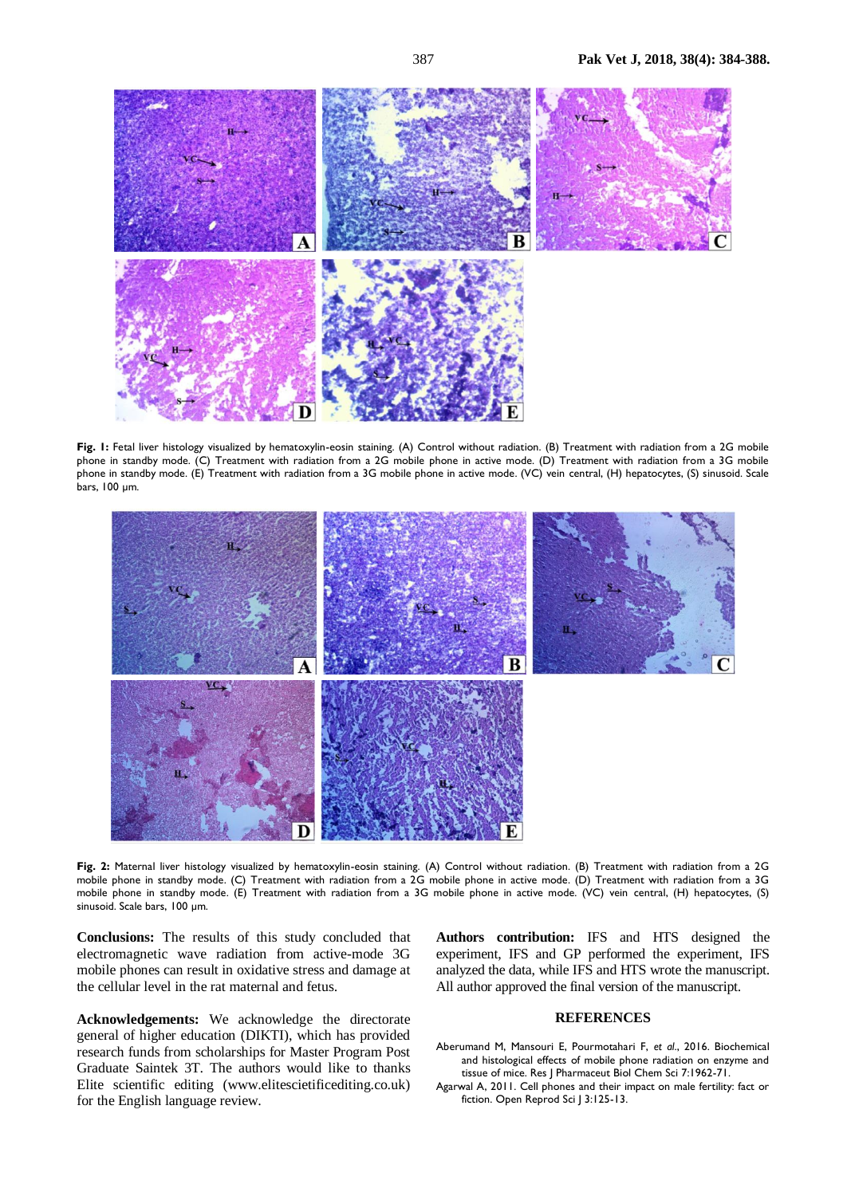**Fig. 1:** Fetal liver histology visualized by hematoxylin-eosin staining. (A) Control without radiation. (B) Treatment with radiation from a 2G mobile phone in standby mode. (C) Treatment with radiation from a 2G mobile phone in active mode. (D) Treatment with radiation from a 3G mobile phone in standby mode. (E) Treatment with radiation from a 3G mobile phone in active mode. (VC) vein central, (H) hepatocytes, (S) sinusoid. Scale bars, 100 µm.

**Fig. 2:** Maternal liver histology visualized by hematoxylin-eosin staining. (A) Control without radiation. (B) Treatment with radiation from a 2G mobile phone in standby mode. (C) Treatment with radiation from a 2G mobile phone in active mode. (D) Treatment with radiation from a 3G mobile phone in standby mode. (E) Treatment with radiation from a 3G mobile phone in active mode. (VC) vein central, (H) hepatocytes, (S) sinusoid. Scale bars, 100 µm.

**Conclusions:** The results of this study concluded that electromagnetic wave radiation from active-mode 3G mobile phones can result in oxidative stress and damage at the cellular level in the rat maternal and fetus.

**Acknowledgements:** We acknowledge the directorate general of higher education (DIKTI), which has provided research funds from scholarships for Master Program Post Graduate Saintek 3T. The authors would like to thanks Elite scientific editing (www.elitescietificediting.co.uk) for the English language review.

**Authors contribution:** IFS and HTS designed the experiment, IFS and GP performed the experiment, IFS analyzed the data, while IFS and HTS wrote the manuscript. All author approved the final version of the manuscript.

## REFERENCES

Aberumand M, Mansouri E, Pourmotahari F, *et al*., 2016. Biochemical and histological effects of mobile phone radiation on enzyme and tissue of mice. Res J Pharmaceut Biol Chem Sci 7:1962-71.

Agarwal A, 2011. Cell phones and their impact on male fertility: fact or fiction. Open Reprod Sci J 3:125-13.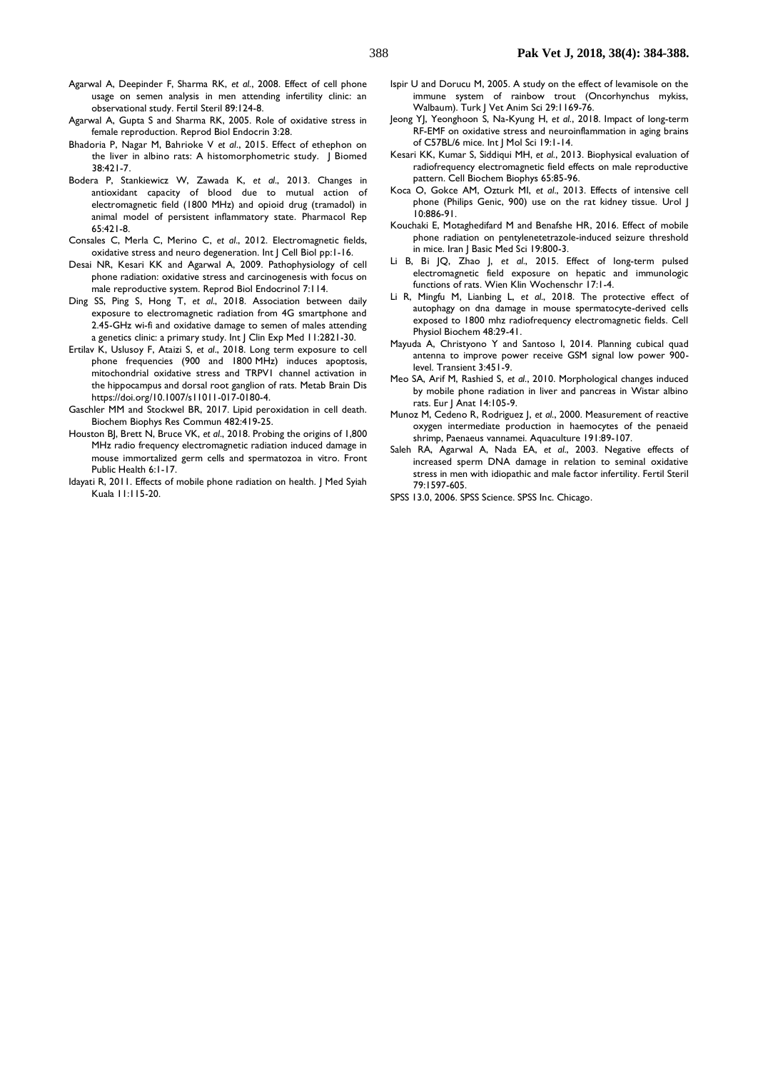Agarwal A, Deepinder F, Sharma RK, *et al*., 2008. Effect of cell phone usage on semen analysis in men attending infertility clinic: an observational study. Fertil Steril 89:124-8.

Agarwal A, Gupta S and Sharma RK, 2005. Role of oxidative stress in female reproduction. Reprod Biol Endocrin 3:28.

Bhadoria P, Nagar M, Bahrioke V *et al*., 2015. Effect of ethephon on the liver in albino rats: A histomorphometric study. J Biomed 38:421-7.

Bodera P, Stankiewicz W, Zawada K, *et al*., 2013. Changes in antioxidant capacity of blood due to mutual action of electromagnetic field (1800 MHz) and opioid drug (tramadol) in animal model of persistent inflammatory state. Pharmacol Rep 65:421-8.

Consales C, Merla C, Merino C, *et al*., 2012. Electromagnetic fields, oxidative stress and neuro degeneration. Int J Cell Biol pp:1-16.

Desai NR, Kesari KK and Agarwal A, 2009. Pathophysiology of cell phone radiation: oxidative stress and carcinogenesis with focus on male reproductive system. Reprod Biol Endocrinol 7:114.

Ding SS, Ping S, Hong T, *et al*., 2018. Association between daily exposure to electromagnetic radiation from 4G smartphone and 2.45-GHz wi-fi and oxidative damage to semen of males attending a genetics clinic: a primary study. Int J Clin Exp Med 11:2821-30.

Ertilav K, Uslusoy F, Ataizi S, *et al*., 2018. Long term exposure to cell phone frequencies (900 and 1800 MHz) induces apoptosis, mitochondrial oxidative stress and TRPV1 channel activation in the hippocampus and dorsal root ganglion of rats. Metab Brain Dis https://doi.org/10.1007/s11011-017-0180-4.

Gaschler MM and Stockwel BR, 2017. Lipid peroxidation in cell death. Biochem Biophys Res Commun 482:419-25.

Houston BJ, Brett N, Bruce VK, *et al*., 2018. Probing the origins of 1,800 MHz radio frequency electromagnetic radiation induced damage in mouse immortalized germ cells and spermatozoa in vitro. Front Public Health 6:1-17.

Idayati R, 2011. Effects of mobile phone radiation on health. J Med Syiah Kuala 11:115-20.

Ispir U and Dorucu M, 2005. A study on the effect of levamisole on the immune system of rainbow trout (Oncorhynchus mykiss, Walbaum). Turk J Vet Anim Sci 29:1169-76.

Jeong YJ, Yeonghoon S, Na-Kyung H, *et al*., 2018. Impact of long-term RF-EMF on oxidative stress and neuroinflammation in aging brains of C57BL/6 mice. Int J Mol Sci 19:1-14.

Kesari KK, Kumar S, Siddiqui MH, *et al*., 2013. Biophysical evaluation of radiofrequency electromagnetic field effects on male reproductive pattern. Cell Biochem Biophys 65:85-96.

Koca O, Gokce AM, Ozturk MI, *et al*., 2013. Effects of intensive cell phone (Philips Genic, 900) use on the rat kidney tissue. Urol J 10:886-91.

Kouchaki E, Motaghedifard M and Benafshe HR, 2016. Effect of mobile phone radiation on pentylenetetrazole-induced seizure threshold in mice. Iran J Basic Med Sci 19:800-3.

Li B, Bi JQ, Zhao J, *et al*., 2015. Effect of long-term pulsed electromagnetic field exposure on hepatic and immunologic functions of rats. Wien Klin Wochenschr 17:1-4.

Li R, Mingfu M, Lianbing L, *et al*., 2018. The protective effect of autophagy on dna damage in mouse spermatocyte-derived cells exposed to 1800 mhz radiofrequency electromagnetic fields. Cell Physiol Biochem 48:29-41.

Mayuda A, Christyono Y and Santoso I, 2014. Planning cubical quad antenna to improve power receive GSM signal low power 900-level. Transient 3:451-9.

Meo SA, Arif M, Rashied S, *et al*., 2010. Morphological changes induced by mobile phone radiation in liver and pancreas in Wistar albino rats. Eur J Anat 14:105-9.

Munoz M, Cedeno R, Rodriguez J, *et al*., 2000. Measurement of reactive oxygen intermediate production in haemocytes of the penaeid shrimp, Paenaeus vannamei. Aquaculture 191:89-107.

Saleh RA, Agarwal A, Nada EA, *et al*., 2003. Negative effects of increased sperm DNA damage in relation to seminal oxidative stress in men with idiopathic and male factor infertility. Fertil Steril 79:1597-605.

SPSS 13.0, 2006. SPSS Science. SPSS Inc. Chicago.